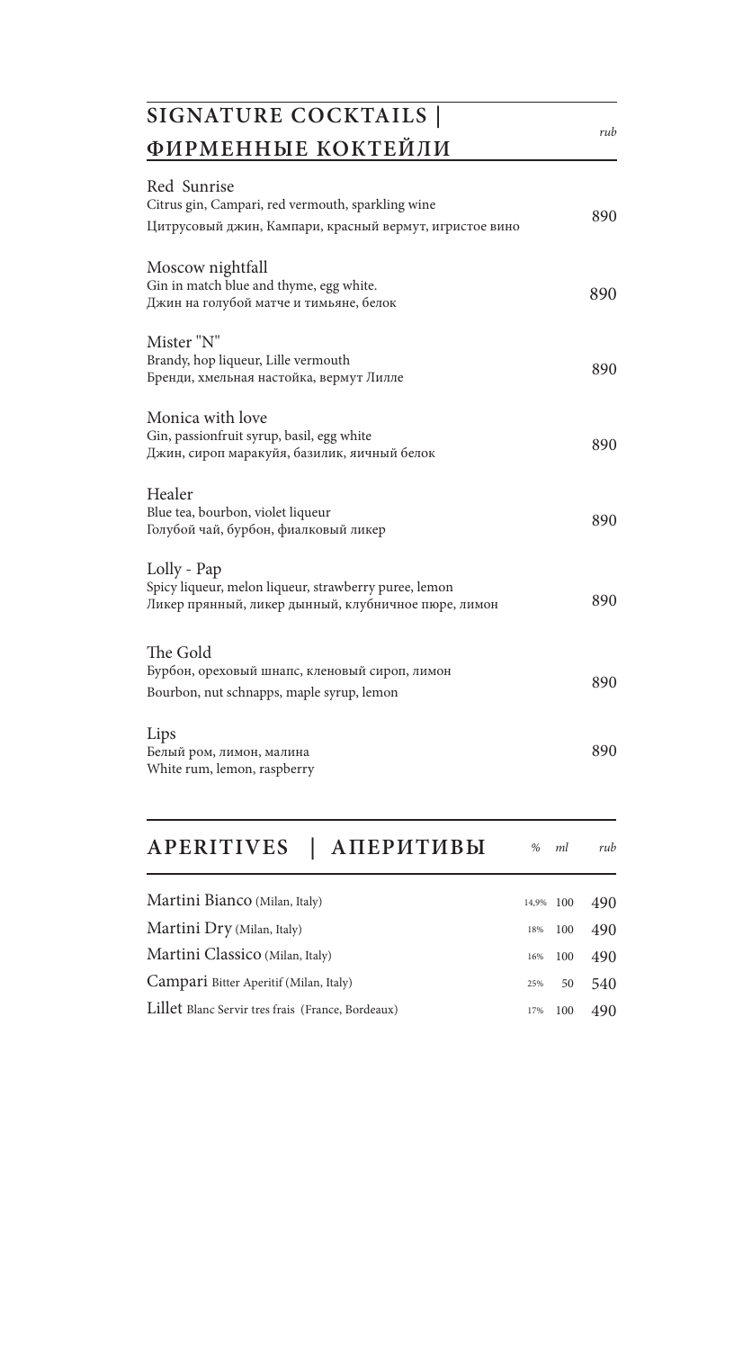## SIGNATURE COCKTAILS | ФИРМЕННЫЕ КОКТЕЙЛИ

| | *rub* |
|---|---|
| Red Sunrise<br>Citrus gin, Campari, red vermouth, sparkling wine<br>Цитрусовый джин, Кампари, красный вермут, игристое вино | 890 |
| Moscow nightfall<br>Gin in match blue and thyme, egg white.<br>Джин на голубой матче и тимьяне, белок | 890 |
| Mister "N"<br>Brandy, hop liqueur, Lille vermouth<br>Бренди, хмельная настойка, вермут Лилле | 890 |
| Monica with love<br>Gin, passionfruit syrup, basil, egg white<br>Джин, сироп маракуйя, базилик, яичный белок | 890 |
| Healer<br>Blue tea, bourbon, violet liqueur<br>Голубой чай, бурбон, фиалковый ликер | 890 |
| Lolly - Pap<br>Spicy liqueur, melon liqueur, strawberry puree, lemon<br>Ликер пряный, ликер дынный, клубничное пюре, лимон | 890 |
| The Gold<br>Бурбон, ореховый шнапс, кленовый сироп, лимон<br>Bourbon, nut schnapps, maple syrup, lemon | 890 |
| Lips<br>Белый ром, лимон, малина<br>White rum, lemon, raspberry | 890 |

## APERITIVES | АПЕРИТИВЫ

| | *%* | *ml* | *rub* |
|---|---|---|---|
| Martini Bianco (Milan, Italy) | 14,9% | 100 | 490 |
| Martini Dry (Milan, Italy) | 18% | 100 | 490 |
| Martini Classico (Milan, Italy) | 16% | 100 | 490 |
| Campari Bitter Aperitif (Milan, Italy) | 25% | 50 | 540 |
| Lillet Blanc Servir tres frais (France, Bordeaux) | 17% | 100 | 490 |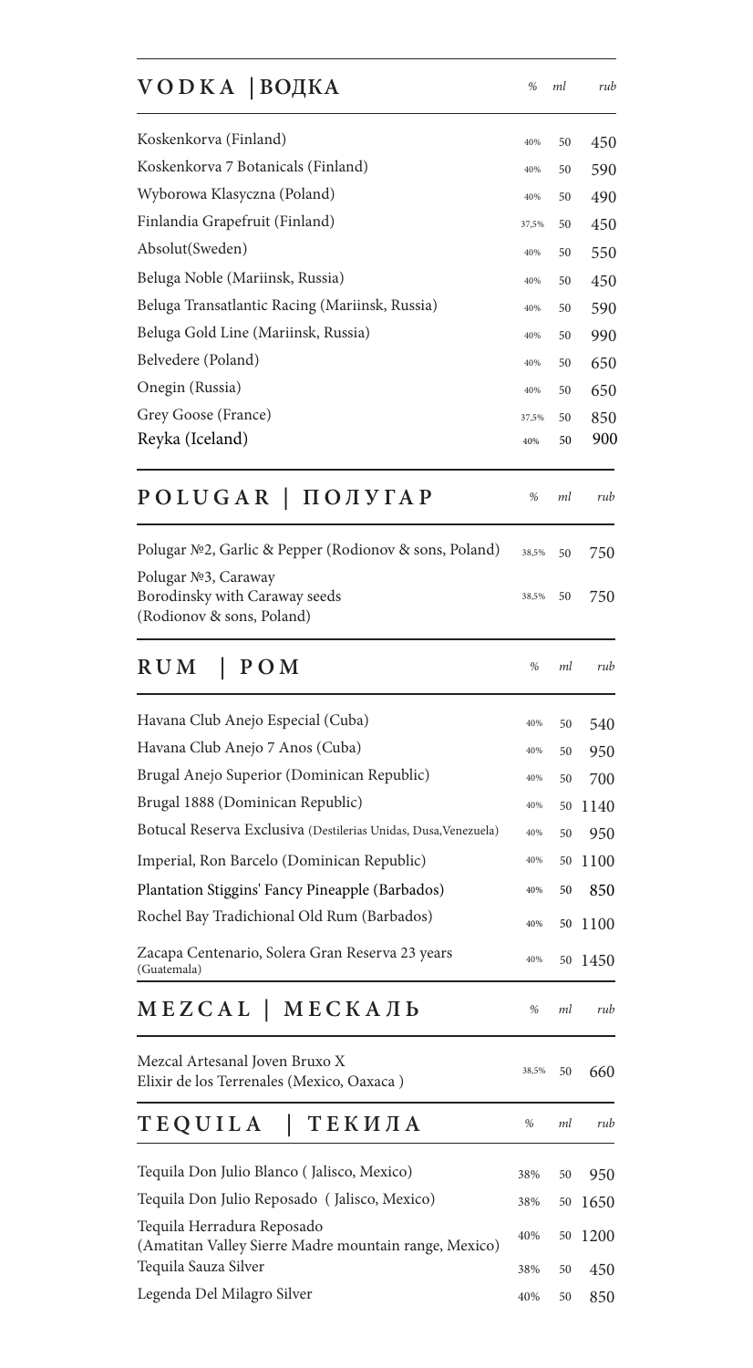## VODKA | ВОДКА

| | % | ml | rub |
|---|---|---|---|
| Koskenkorva (Finland) | 40% | 50 | 450 |
| Koskenkorva 7 Botanicals (Finland) | 40% | 50 | 590 |
| Wyborowa Klasyczna (Poland) | 40% | 50 | 490 |
| Finlandia Grapefruit (Finland) | 37,5% | 50 | 450 |
| Absolut(Sweden) | 40% | 50 | 550 |
| Beluga Noble (Mariinsk, Russia) | 40% | 50 | 450 |
| Beluga Transatlantic Racing (Mariinsk, Russia) | 40% | 50 | 590 |
| Beluga Gold Line (Mariinsk, Russia) | 40% | 50 | 990 |
| Belvedere (Poland) | 40% | 50 | 650 |
| Onegin (Russia) | 40% | 50 | 650 |
| Grey Goose (France) | 37,5% | 50 | 850 |
| Reyka (Iceland) | 40% | 50 | 900 |

## POLUGAR | ПОЛУГАР

| | % | ml | rub |
|---|---|---|---|
| Polugar №2, Garlic & Pepper (Rodionov & sons, Poland) | 38,5% | 50 | 750 |
| Polugar №3, Caraway Borodinsky with Caraway seeds (Rodionov & sons, Poland) | 38,5% | 50 | 750 |

## RUM | РОМ

| | % | ml | rub |
|---|---|---|---|
| Havana Club Anejo Especial (Cuba) | 40% | 50 | 540 |
| Havana Club Anejo 7 Anos (Cuba) | 40% | 50 | 950 |
| Brugal Anejo Superior (Dominican Republic) | 40% | 50 | 700 |
| Brugal 1888 (Dominican Republic) | 40% | 50 | 1140 |
| Botucal Reserva Exclusiva (Destilerias Unidas, Dusa,Venezuela) | 40% | 50 | 950 |
| Imperial, Ron Barcelo (Dominican Republic) | 40% | 50 | 1100 |
| Plantation Stiggins' Fancy Pineapple (Barbados) | 40% | 50 | 850 |
| Rochel Bay Tradichional Old Rum (Barbados) | 40% | 50 | 1100 |
| Zacapa Centenario, Solera Gran Reserva 23 years (Guatemala) | 40% | 50 | 1450 |

## MEZCAL | МЕСКАЛЬ

| | % | ml | rub |
|---|---|---|---|
| Mezcal Artesanal Joven Bruxo X Elixir de los Terrenales (Mexico, Oaxaca ) | 38,5% | 50 | 660 |

## TEQUILA | ТЕКИЛА

| | % | ml | rub |
|---|---|---|---|
| Tequila Don Julio Blanco ( Jalisco, Mexico) | 38% | 50 | 950 |
| Tequila Don Julio Reposado ( Jalisco, Mexico) | 38% | 50 | 1650 |
| Tequila Herradura Reposado (Amatitan Valley Sierre Madre mountain range, Mexico) | 40% | 50 | 1200 |
| Tequila Sauza Silver | 38% | 50 | 450 |
| Legenda Del Milagro Silver | 40% | 50 | 850 |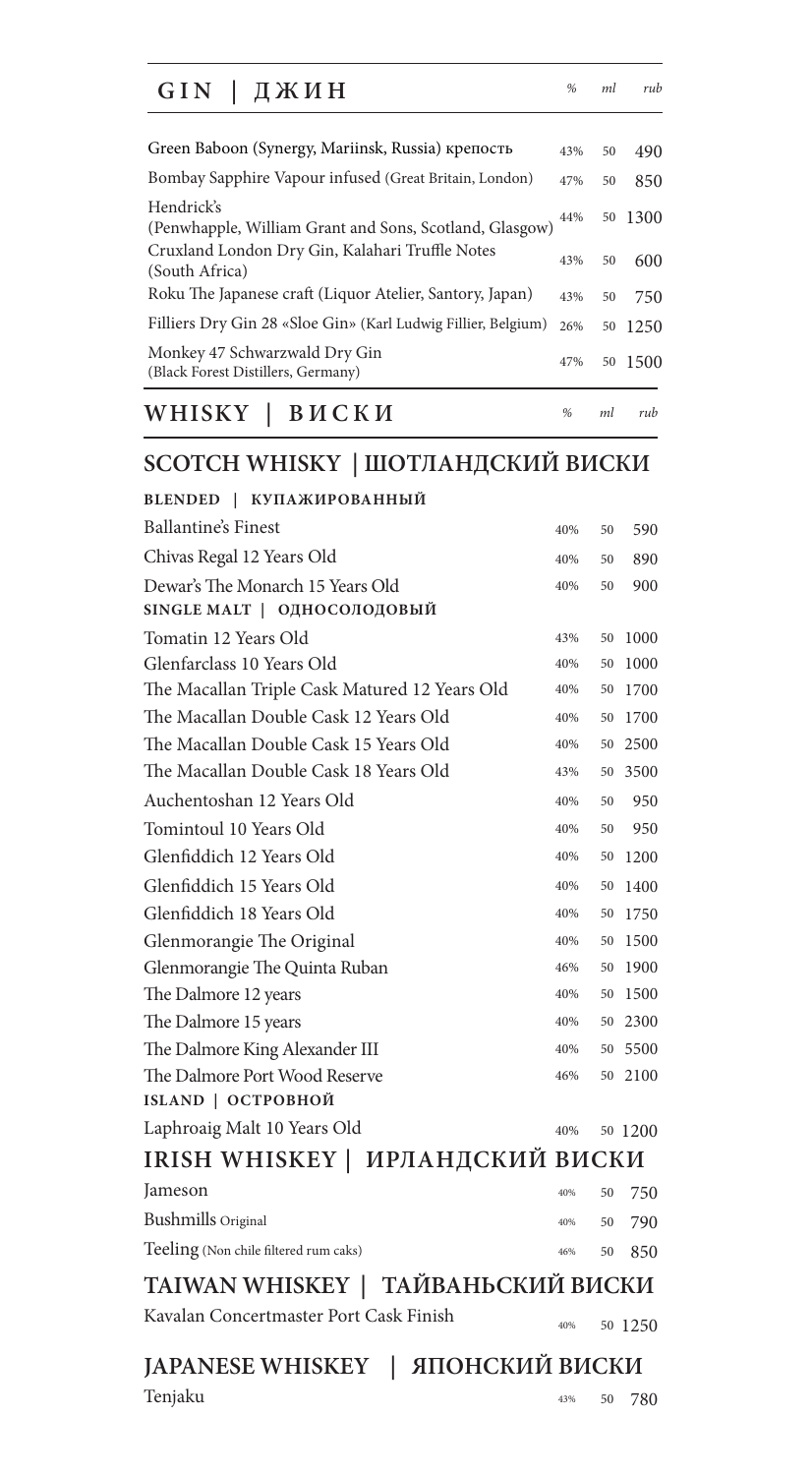## GIN | ДЖИН

| | % | ml | rub |
|---|---|---|---|
| Green Baboon (Synergy, Mariinsk, Russia) крепость | 43% | 50 | 490 |
| Bombay Sapphire Vapour infused (Great Britain, London) | 47% | 50 | 850 |
| Hendrick's (Penwhapple, William Grant and Sons, Scotland, Glasgow) | 44% | 50 | 1300 |
| Cruxland London Dry Gin, Kalahari Truffle Notes (South Africa) | 43% | 50 | 600 |
| Roku The Japanese craft (Liquor Atelier, Santory, Japan) | 43% | 50 | 750 |
| Filliers Dry Gin 28 «Sloe Gin» (Karl Ludwig Fillier, Belgium) | 26% | 50 | 1250 |
| Monkey 47 Schwarzwald Dry Gin (Black Forest Distillers, Germany) | 47% | 50 | 1500 |

## WHISKY | ВИСКИ

| | % | ml | rub |
|---|---|---|---|

### SCOTCH WHISKY | ШОТЛАНДСКИЙ ВИСКИ

**BLENDED | КУПАЖИРОВАННЫЙ**

| | % | ml | rub |
|---|---|---|---|
| Ballantine's Finest | 40% | 50 | 590 |
| Chivas Regal 12 Years Old | 40% | 50 | 890 |
| Dewar's The Monarch 15 Years Old | 40% | 50 | 900 |

**SINGLE MALT | ОДНОСОЛОДОВЫЙ**

| | % | ml | rub |
|---|---|---|---|
| Tomatin 12 Years Old | 43% | 50 | 1000 |
| Glenfarclass 10 Years Old | 40% | 50 | 1000 |
| The Macallan Triple Cask Matured 12 Years Old | 40% | 50 | 1700 |
| The Macallan Double Cask 12 Years Old | 40% | 50 | 1700 |
| The Macallan Double Cask 15 Years Old | 40% | 50 | 2500 |
| The Macallan Double Cask 18 Years Old | 43% | 50 | 3500 |
| Auchentoshan 12 Years Old | 40% | 50 | 950 |
| Tomintoul 10 Years Old | 40% | 50 | 950 |
| Glenfiddich 12 Years Old | 40% | 50 | 1200 |
| Glenfiddich 15 Years Old | 40% | 50 | 1400 |
| Glenfiddich 18 Years Old | 40% | 50 | 1750 |
| Glenmorangie The Original | 40% | 50 | 1500 |
| Glenmorangie The Quinta Ruban | 46% | 50 | 1900 |
| The Dalmore 12 years | 40% | 50 | 1500 |
| The Dalmore 15 years | 40% | 50 | 2300 |
| The Dalmore King Alexander III | 40% | 50 | 5500 |
| The Dalmore Port Wood Reserve | 46% | 50 | 2100 |

**ISLAND | ОСТРОВНОЙ**

| | % | ml | rub |
|---|---|---|---|
| Laphroaig Malt 10 Years Old | 40% | 50 | 1200 |

### IRISH WHISKEY | ИРЛАНДСКИЙ ВИСКИ

| | % | ml | rub |
|---|---|---|---|
| Jameson | 40% | 50 | 750 |
| Bushmills Original | 40% | 50 | 790 |
| Teeling (Non chile filtered rum caks) | 46% | 50 | 850 |

### TAIWAN WHISKEY | ТАЙВАНЬСКИЙ ВИСКИ

| | % | ml | rub |
|---|---|---|---|
| Kavalan Concertmaster Port Cask Finish | 40% | 50 | 1250 |

### JAPANESE WHISKEY | ЯПОНСКИЙ ВИСКИ

| | % | ml | rub |
|---|---|---|---|
| Tenjaku | 43% | 50 | 780 |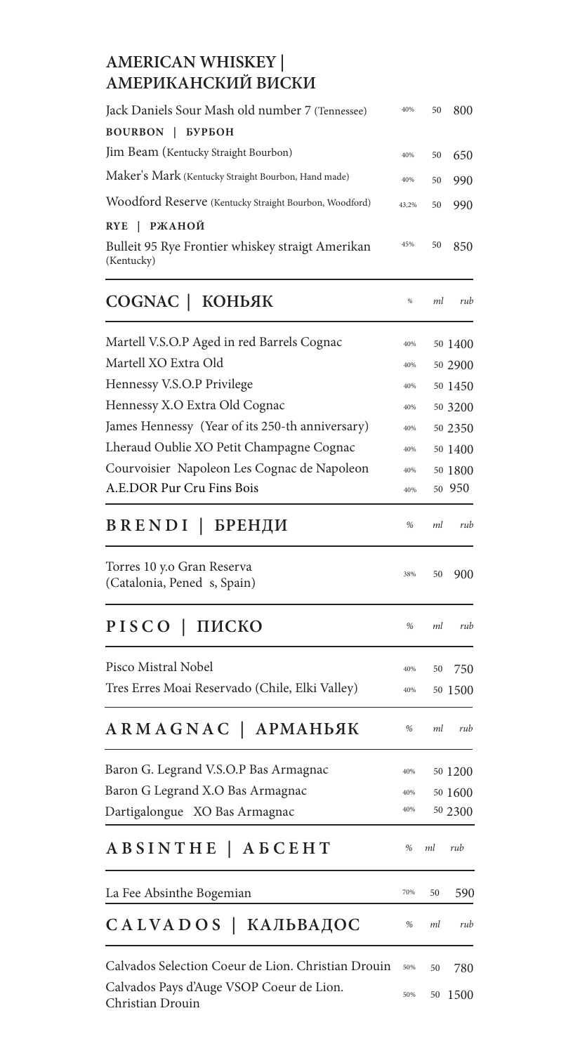## AMERICAN WHISKEY | АМЕРИКАНСКИЙ ВИСКИ

| | | | |
|---|---|---|---|
| Jack Daniels Sour Mash old number 7 (Tennessee) | 40% | 50 | 800 |
| **BOURBON \| БУРБОН** | | | |
| Jim Beam (Kentucky Straight Bourbon) | 40% | 50 | 650 |
| Maker's Mark (Kentucky Straight Bourbon, Hand made) | 40% | 50 | 990 |
| Woodford Reserve (Kentucky Straight Bourbon, Woodford) | 43,2% | 50 | 990 |
| **RYE \| РЖАНОЙ** | | | |
| Bulleit 95 Rye Frontier whiskey straigt Amerikan (Kentucky) | 45% | 50 | 850 |

## COGNAC | КОНЬЯК

| | % | ml | rub |
|---|---|---|---|
| Martell V.S.O.P Aged in red Barrels Cognac | 40% | 50 | 1400 |
| Martell XO Extra Old | 40% | 50 | 2900 |
| Hennessy V.S.O.P Privilege | 40% | 50 | 1450 |
| Hennessy X.O Extra Old Cognac | 40% | 50 | 3200 |
| James Hennessy (Year of its 250-th anniversary) | 40% | 50 | 2350 |
| Lheraud Oublie XO Petit Champagne Cognac | 40% | 50 | 1400 |
| Courvoisier Napoleon Les Cognac de Napoleon | 40% | 50 | 1800 |
| A.E.DOR Pur Cru Fins Bois | 40% | 50 | 950 |

## BRENDI | БРЕНДИ

| | % | ml | rub |
|---|---|---|---|
| Torres 10 y.o Gran Reserva (Catalonia, Pened s, Spain) | 38% | 50 | 900 |

## PISCO | ПИСКО

| | % | ml | rub |
|---|---|---|---|
| Pisco Mistral Nobel | 40% | 50 | 750 |
| Tres Erres Moai Reservado (Chile, Elki Valley) | 40% | 50 | 1500 |

## ARMAGNAC | АРМАНЬЯК

| | % | ml | rub |
|---|---|---|---|
| Baron G. Legrand V.S.O.P Bas Armagnac | 40% | 50 | 1200 |
| Baron G Legrand X.O Bas Armagnac | 40% | 50 | 1600 |
| Dartigalongue XO Bas Armagnac | 40% | 50 | 2300 |

## ABSINTHE | АБСЕНТ

| | % | ml | rub |
|---|---|---|---|
| La Fee Absinthe Bogemian | 70% | 50 | 590 |

## CALVADOS | КАЛЬВАДОС

| | % | ml | rub |
|---|---|---|---|
| Calvados Selection Coeur de Lion. Christian Drouin | 50% | 50 | 780 |
| Calvados Pays d'Auge VSOP Coeur de Lion. Christian Drouin | 50% | 50 | 1500 |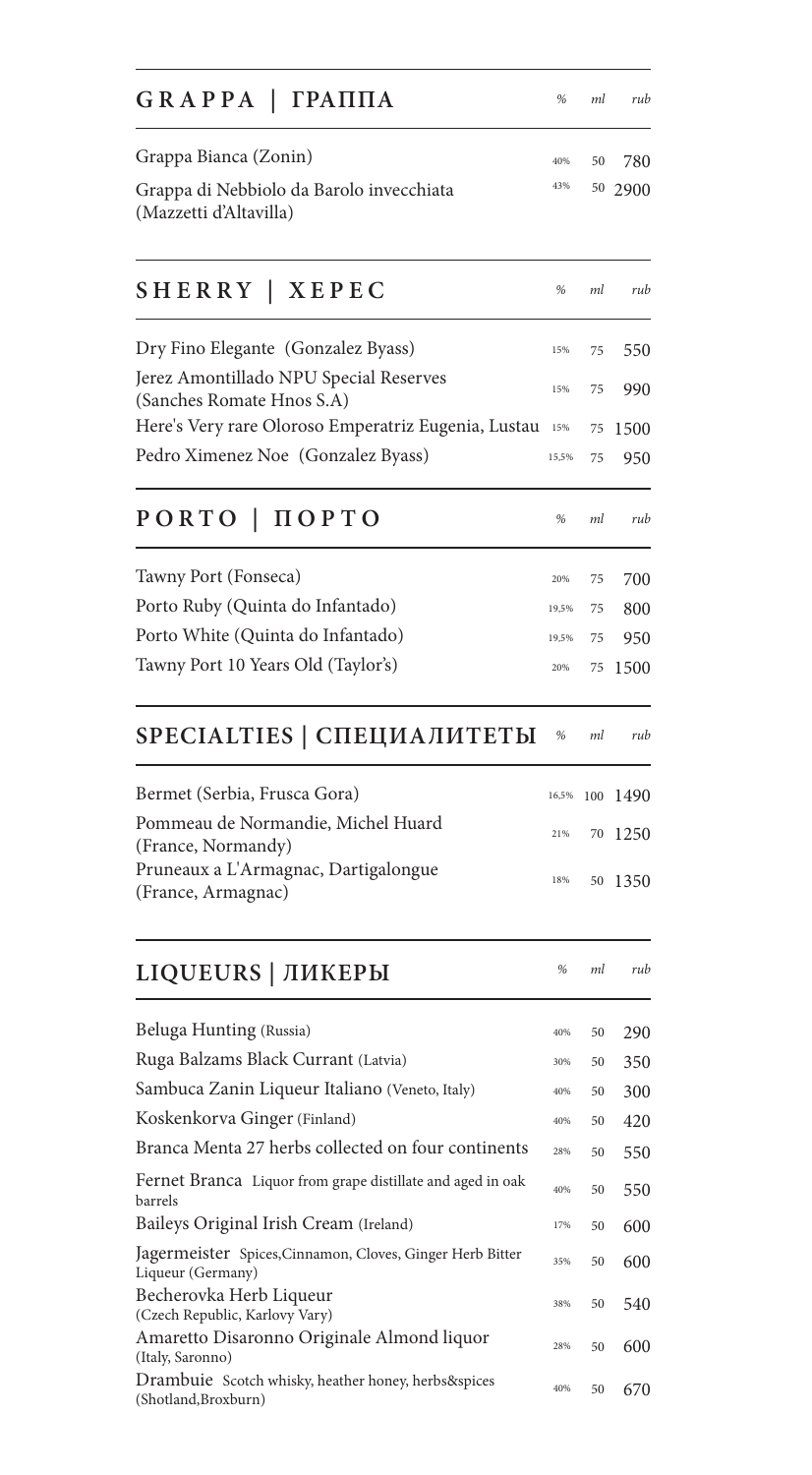## GRAPPA | ГРАППА

| | % | ml | rub |
|---|---|---|---|
| Grappa Bianca (Zonin) | 40% | 50 | 780 |
| Grappa di Nebbiolo da Barolo invecchiata (Mazzetti d'Altavilla) | 43% | 50 | 2900 |

## SHERRY | ХЕРЕС

| | % | ml | rub |
|---|---|---|---|
| Dry Fino Elegante (Gonzalez Byass) | 15% | 75 | 550 |
| Jerez Amontillado NPU Special Reserves (Sanches Romate Hnos S.A) | 15% | 75 | 990 |
| Here's Very rare Oloroso Emperatriz Eugenia, Lustau | 15% | 75 | 1500 |
| Pedro Ximenez Noe (Gonzalez Byass) | 15,5% | 75 | 950 |

## PORTO | ПОРТО

| | % | ml | rub |
|---|---|---|---|
| Tawny Port (Fonseca) | 20% | 75 | 700 |
| Porto Ruby (Quinta do Infantado) | 19,5% | 75 | 800 |
| Porto White (Quinta do Infantado) | 19,5% | 75 | 950 |
| Tawny Port 10 Years Old (Taylor's) | 20% | 75 | 1500 |

## SPECIALTIES | СПЕЦИАЛИТЕТЫ

| | % | ml | rub |
|---|---|---|---|
| Bermet (Serbia, Frusca Gora) | 16,5% | 100 | 1490 |
| Pommeau de Normandie, Michel Huard (France, Normandy) | 21% | 70 | 1250 |
| Pruneaux a L'Armagnac, Dartigalongue (France, Armagnac) | 18% | 50 | 1350 |

## LIQUEURS | ЛИКЕРЫ

| | % | ml | rub |
|---|---|---|---|
| Beluga Hunting (Russia) | 40% | 50 | 290 |
| Ruga Balzams Black Currant (Latvia) | 30% | 50 | 350 |
| Sambuca Zanin Liqueur Italiano (Veneto, Italy) | 40% | 50 | 300 |
| Koskenkorva Ginger (Finland) | 40% | 50 | 420 |
| Branca Menta 27 herbs collected on four continents | 28% | 50 | 550 |
| Fernet Branca Liquor from grape distillate and aged in oak barrels | 40% | 50 | 550 |
| Baileys Original Irish Cream (Ireland) | 17% | 50 | 600 |
| Jagermeister Spices,Cinnamon, Cloves, Ginger Herb Bitter Liqueur (Germany) | 35% | 50 | 600 |
| Becherovka Herb Liqueur (Czech Republic, Karlovy Vary) | 38% | 50 | 540 |
| Amaretto Disaronno Originale Almond liquor (Italy, Saronno) | 28% | 50 | 600 |
| Drambuie Scotch whisky, heather honey, herbs&spices (Shotland,Broxburn) | 40% | 50 | 670 |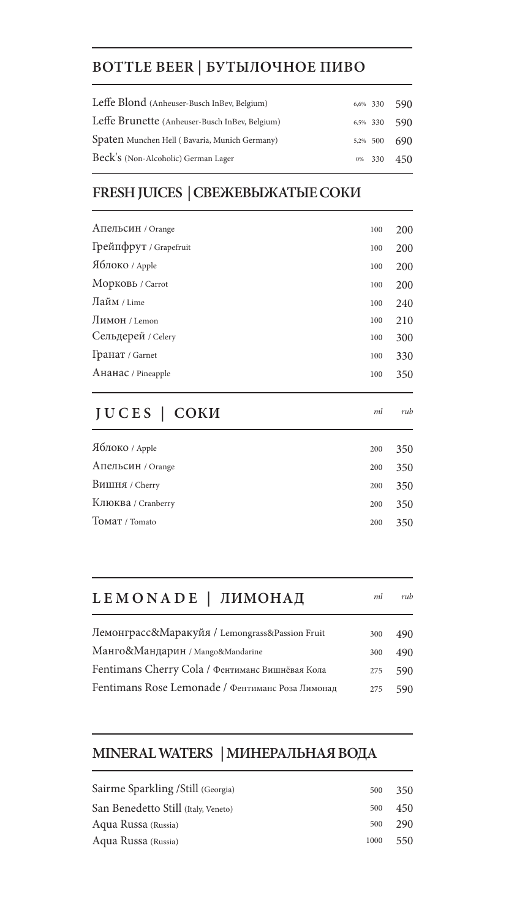## BOTTLE BEER | БУТЫЛОЧНОЕ ПИВО

| | | | |
|---|---|---|---|
| Leffe Blond (Anheuser-Busch InBev, Belgium) | 6,6% | 330 | 590 |
| Leffe Brunette (Anheuser-Busch InBev, Belgium) | 6,5% | 330 | 590 |
| Spaten Munchen Hell ( Bavaria, Munich Germany) | 5,2% | 500 | 690 |
| Beck's (Non-Alcoholic) German Lager | 0% | 330 | 450 |

## FRESH JUICES | СВЕЖЕВЫЖАТЫЕ СОКИ

| | | |
|---|---|---|
| Апельсин / Orange | 100 | 200 |
| Грейпфрут / Grapefruit | 100 | 200 |
| Яблоко / Apple | 100 | 200 |
| Морковь / Carrot | 100 | 200 |
| Лайм / Lime | 100 | 240 |
| Лимон / Lemon | 100 | 210 |
| Сельдерей / Celery | 100 | 300 |
| Гранат / Garnet | 100 | 330 |
| Ананас / Pineapple | 100 | 350 |

## JUCES | СОКИ

| | *ml* | *rub* |
|---|---|---|
| Яблоко / Apple | 200 | 350 |
| Апельсин / Orange | 200 | 350 |
| Вишня / Cherry | 200 | 350 |
| Клюква / Cranberry | 200 | 350 |
| Томат / Tomato | 200 | 350 |

## LEMONADE | ЛИМОНАД

| | *ml* | *rub* |
|---|---|---|
| Лемонграсс&Маракуйя / Lemongrass&Passion Fruit | 300 | 490 |
| Манго&Мандарин / Mango&Mandarine | 300 | 490 |
| Fentimans Cherry Cola / Фентиманс Вишнёвая Кола | 275 | 590 |
| Fentimans Rose Lemonade / Фентиманс Роза Лимонад | 275 | 590 |

## MINERAL WATERS | МИНЕРАЛЬНАЯ ВОДА

| | | |
|---|---|---|
| Sairme Sparkling /Still (Georgia) | 500 | 350 |
| San Benedetto Still (Italy, Veneto) | 500 | 450 |
| Aqua Russa (Russia) | 500 | 290 |
| Aqua Russa (Russia) | 1000 | 550 |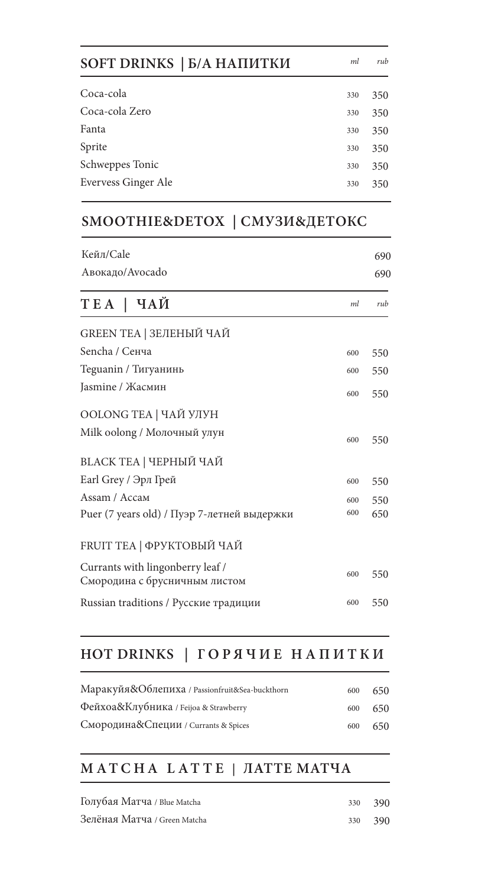## SOFT DRINKS | Б/А НАПИТКИ

| | *ml* | *rub* |
|---|---|---|
| Coca-cola | 330 | 350 |
| Coca-cola Zero | 330 | 350 |
| Fanta | 330 | 350 |
| Sprite | 330 | 350 |
| Schweppes Tonic | 330 | 350 |
| Evervess Ginger Ale | 330 | 350 |

## SMOOTHIE&DETOX | СМУЗИ&ДЕТОКС

| | |
|---|---|
| Кейл/Cale | 690 |
| Авокадо/Avocado | 690 |

## TEA | ЧАЙ

| | *ml* | *rub* |
|---|---|---|
| **GREEN TEA \| ЗЕЛЕНЫЙ ЧАЙ** | | |
| Sencha / Сенча | 600 | 550 |
| Teguanin / Тигуанинь | 600 | 550 |
| Jasmine / Жасмин | 600 | 550 |
| **OOLONG TEA \| ЧАЙ УЛУН** | | |
| Milk oolong / Молочный улун | 600 | 550 |
| **BLACK TEA \| ЧЕРНЫЙ ЧАЙ** | | |
| Earl Grey / Эрл Грей | 600 | 550 |
| Assam / Ассам | 600 | 550 |
| Puer (7 years old) / Пуэр 7-летней выдержки | 600 | 650 |
| **FRUIT TEA \| ФРУКТОВЫЙ ЧАЙ** | | |
| Currants with lingonberry leaf / Смородина с брусничным листом | 600 | 550 |
| Russian traditions / Русские традиции | 600 | 550 |

## HOT DRINKS | ГОРЯЧИЕ НАПИТКИ

| | | |
|---|---|---|
| Маракуйя&Облепиха / Passionfruit&Sea-buckthorn | 600 | 650 |
| Фейхоа&Клубника / Feijoa & Strawberry | 600 | 650 |
| Смородина&Специи / Currants & Spices | 600 | 650 |

## MATCHA LATTE | ЛАТТЕ МАТЧА

| | | |
|---|---|---|
| Голубая Матча / Blue Matcha | 330 | 390 |
| Зелёная Матча / Green Matcha | 330 | 390 |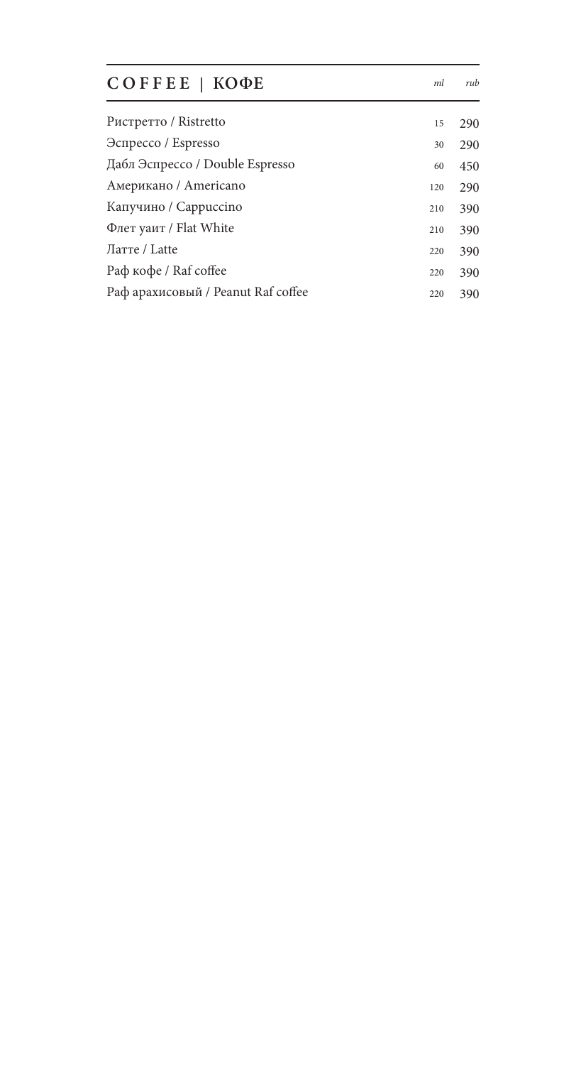| COFFEE \| КОФЕ | ml | rub |
|---|---|---|
| Ристретто / Ristretto | 15 | 290 |
| Эспрессо / Espresso | 30 | 290 |
| Дабл Эспрессо / Double Espresso | 60 | 450 |
| Американо / Americano | 120 | 290 |
| Капучино / Cappuccino | 210 | 390 |
| Флет уаит / Flat White | 210 | 390 |
| Латте / Latte | 220 | 390 |
| Раф кофе / Raf coffee | 220 | 390 |
| Раф арахисовый / Peanut Raf coffee | 220 | 390 |